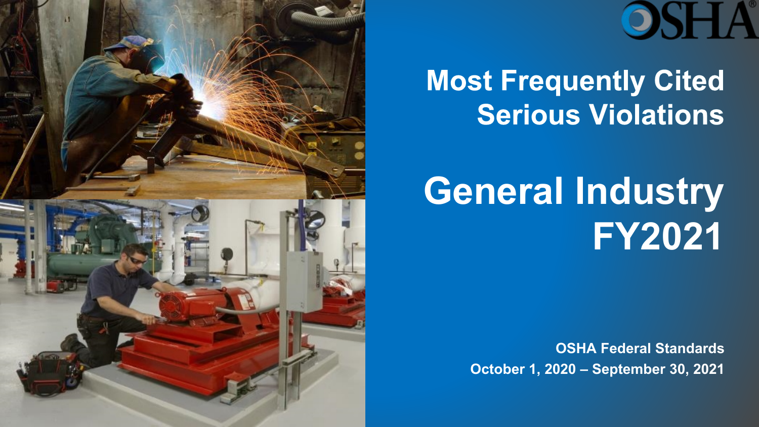# Most Frequently Cited Serious Violations

# General Industry FY2021

**OSHA Federal Standards**

**October 1, 2020 – September 30, 2021**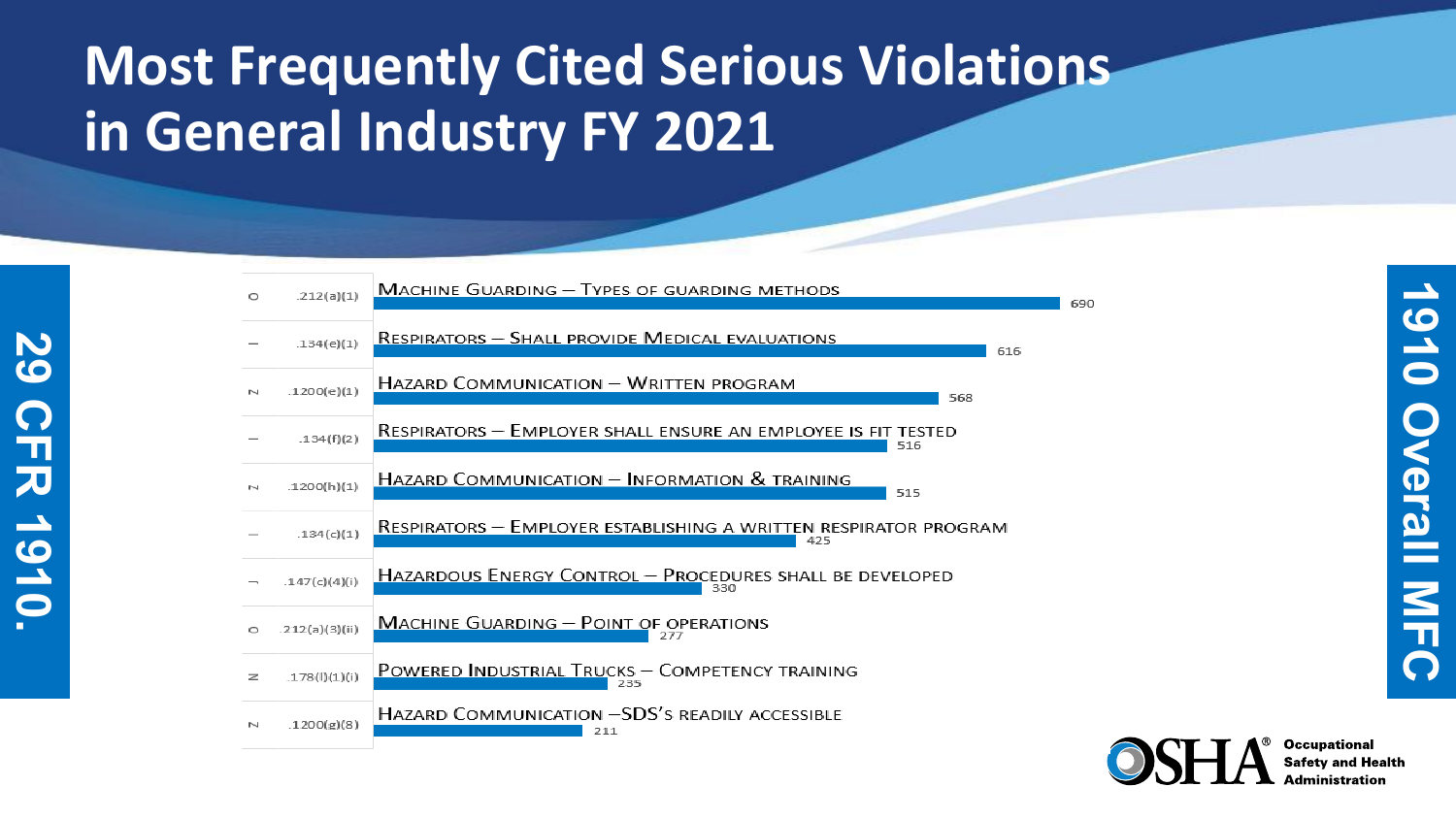# Most Frequently Cited Serious Violations in General Industry FY 2021

**29 CFR 1910.**

| Standard | Description | Citations |
| --- | --- | --- |
| .212(a)(1) | Machine Guarding – Types of guarding methods | 690 |
| .134(e)(1) | Respirators – Shall provide Medical evaluations | 616 |
| .1200(e)(1) | Hazard Communication – Written program | 568 |
| .134(f)(2) | Respirators – Employer shall ensure an employee is fit tested | 516 |
| .1200(h)(1) | Hazard Communication – Information & training | 515 |
| .134(c)(1) | Respirators – Employer establishing a written respirator program | 425 |
| .147(c)(4)(i) | Hazardous Energy Control – Procedures shall be developed | 330 |
| .212(a)(3)(ii) | Machine Guarding – Point of operations | 277 |
| .178(l)(1)(i) | Powered Industrial Trucks – Competency training | 235 |
| .1200(g)(8) | Hazard Communication –SDS's readily accessible | 211 |

**1910 Overall MFC**

OSHA® Occupational Safety and Health Administration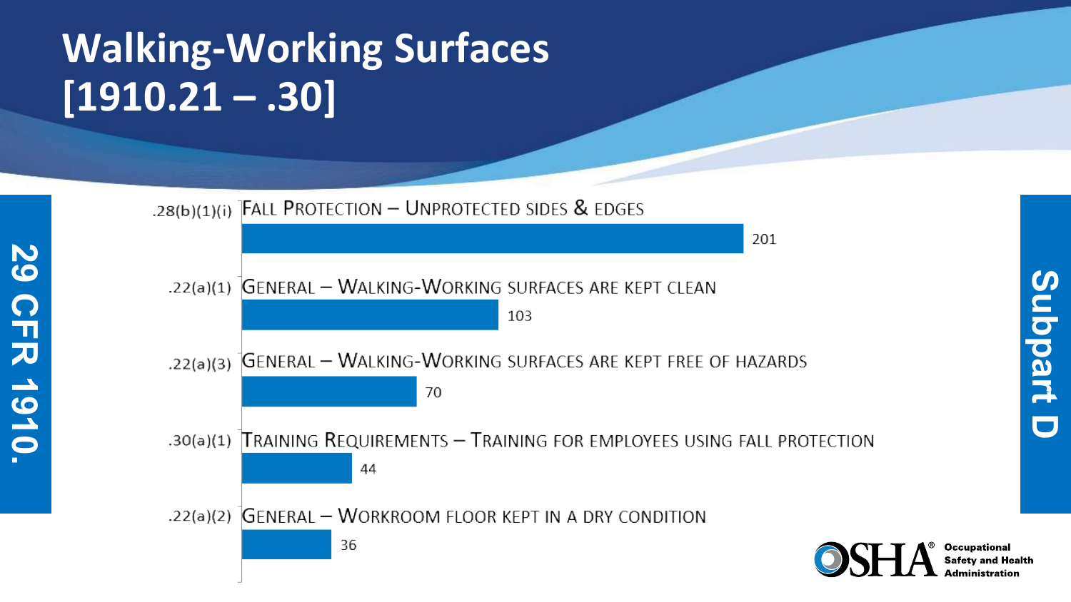# Walking-Working Surfaces [1910.21 – .30]

**29 CFR 1910.**

**Subpart D**

| Section | Description | Count |
|---|---|---|
| .28(b)(1)(i) | Fall Protection – Unprotected sides & edges | 201 |
| .22(a)(1) | General – Walking-Working surfaces are kept clean | 103 |
| .22(a)(3) | General – Walking-Working surfaces are kept free of hazards | 70 |
| .30(a)(1) | Training Requirements – Training for employees using fall protection | 44 |
| .22(a)(2) | General – Workroom floor kept in a dry condition | 36 |

OSHA® Occupational Safety and Health Administration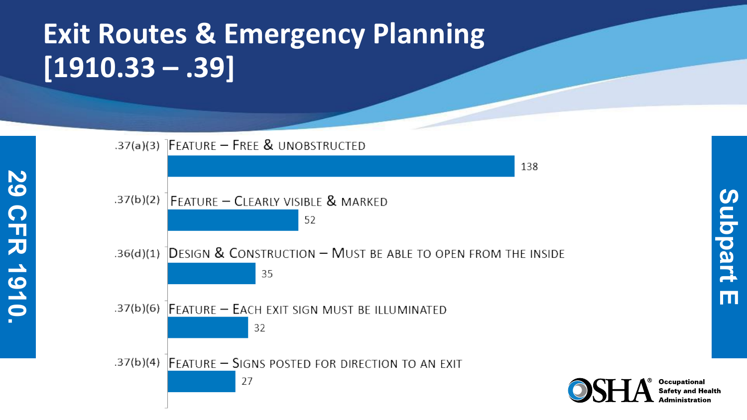# Exit Routes & Emergency Planning [1910.33 – .39]

29 CFR 1910.

Subpart E

| Section | Description | Count |
|---|---|---|
| .37(a)(3) | Feature – Free & unobstructed | 138 |
| .37(b)(2) | Feature – Clearly visible & marked | 52 |
| .36(d)(1) | Design & Construction – Must be able to open from the inside | 35 |
| .37(b)(6) | Feature – Each exit sign must be illuminated | 32 |
| .37(b)(4) | Feature – Signs posted for direction to an exit | 27 |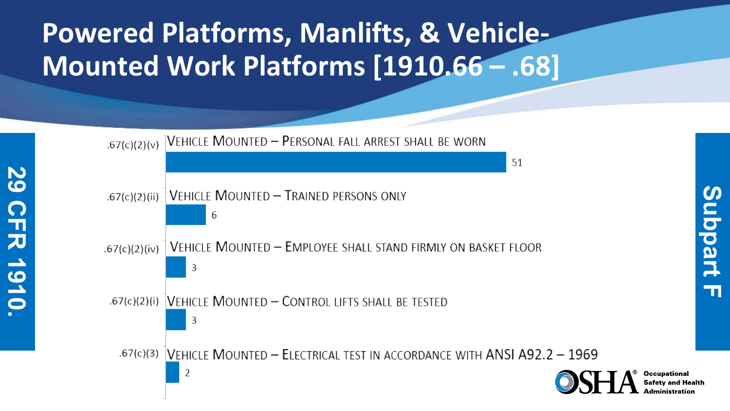# Powered Platforms, Manlifts, & Vehicle-Mounted Work Platforms [1910.66 – .68]

29 CFR 1910.

Subpart F

| Citation | Description | Count |
|---|---|---|
| .67(c)(2)(v) | Vehicle Mounted – Personal fall arrest shall be worn | 51 |
| .67(c)(2)(ii) | Vehicle Mounted – Trained persons only | 6 |
| .67(c)(2)(iv) | Vehicle Mounted – Employee shall stand firmly on basket floor | 3 |
| .67(c)(2)(i) | Vehicle Mounted – Control lifts shall be tested | 3 |
| .67(c)(3) | Vehicle Mounted – Electrical test in accordance with ANSI A92.2 – 1969 | 2 |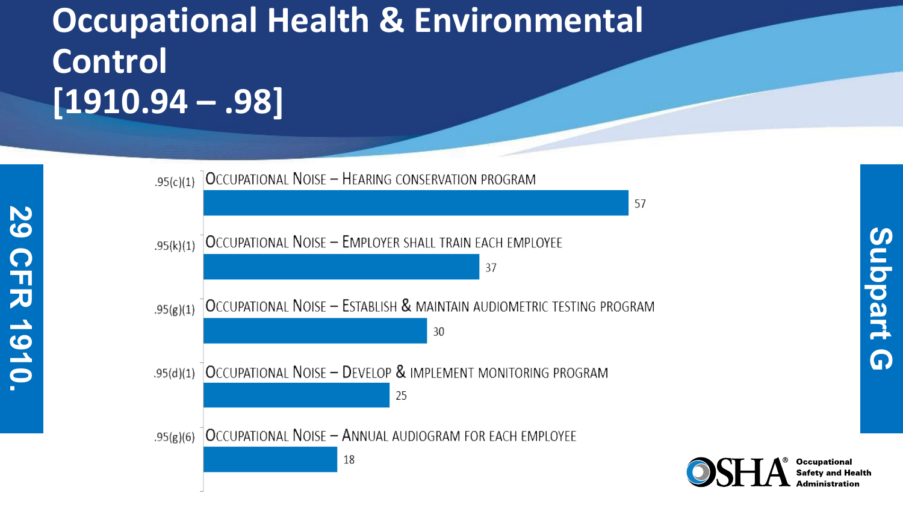# Occupational Health & Environmental Control [1910.94 – .98]

**29 CFR 1910.**

**Subpart G**

| Standard | Description | Count |
|---|---|---|
| .95(c)(1) | Occupational Noise – Hearing conservation program | 57 |
| .95(k)(1) | Occupational Noise – Employer shall train each employee | 37 |
| .95(g)(1) | Occupational Noise – Establish & maintain audiometric testing program | 30 |
| .95(d)(1) | Occupational Noise – Develop & implement monitoring program | 25 |
| .95(g)(6) | Occupational Noise – Annual audiogram for each employee | 18 |

OSHA® Occupational Safety and Health Administration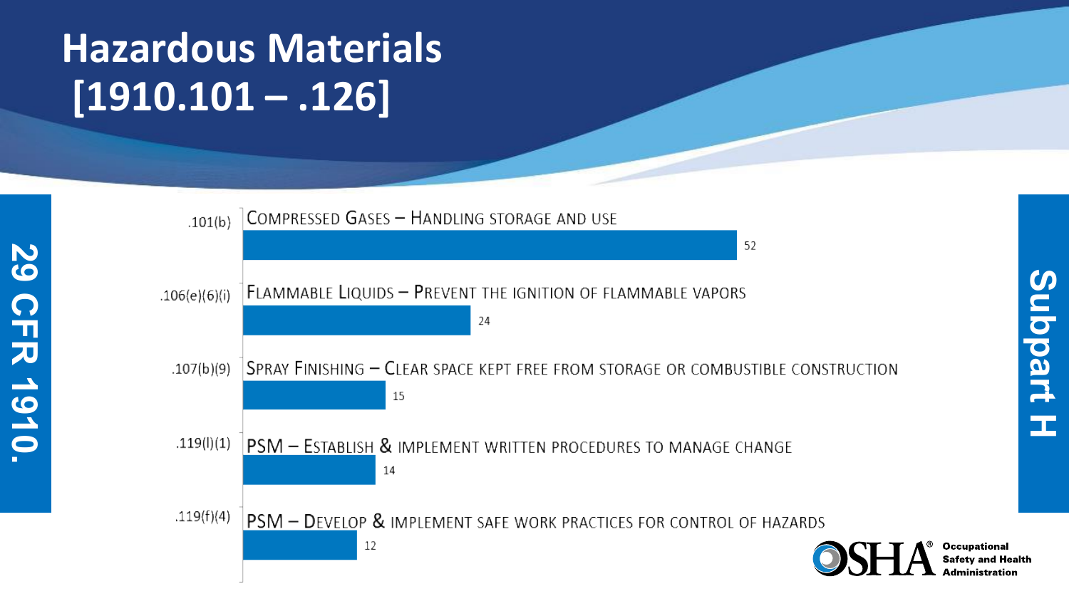# Hazardous Materials [1910.101 – .126]

29 CFR 1910.

Subpart H

| Standard | Description | Count |
|---|---|---|
| .101(b) | Compressed Gases – Handling storage and use | 52 |
| .106(e)(6)(i) | Flammable Liquids – Prevent the ignition of flammable vapors | 24 |
| .107(b)(9) | Spray Finishing – Clear space kept free from storage or combustible construction | 15 |
| .119(l)(1) | PSM – Establish & implement written procedures to manage change | 14 |
| .119(f)(4) | PSM – Develop & implement safe work practices for control of hazards | 12 |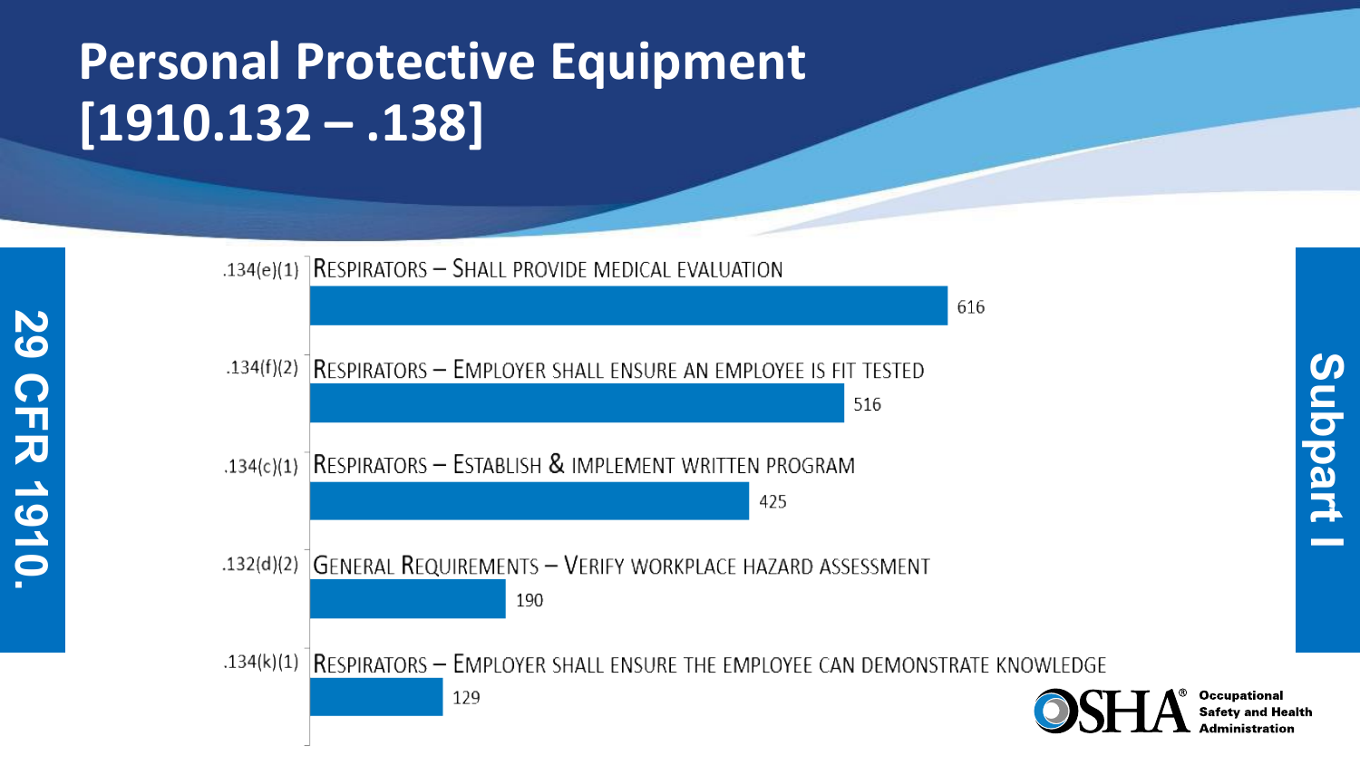# Personal Protective Equipment [1910.132 – .138]

29 CFR 1910.

Subpart I

| Standard | Description | Citations |
| --- | --- | --- |
| .134(e)(1) | Respirators – Shall provide medical evaluation | 616 |
| .134(f)(2) | Respirators – Employer shall ensure an employee is fit tested | 516 |
| .134(c)(1) | Respirators – Establish & implement written program | 425 |
| .132(d)(2) | General Requirements – Verify workplace hazard assessment | 190 |
| .134(k)(1) | Respirators – Employer shall ensure the employee can demonstrate knowledge | 129 |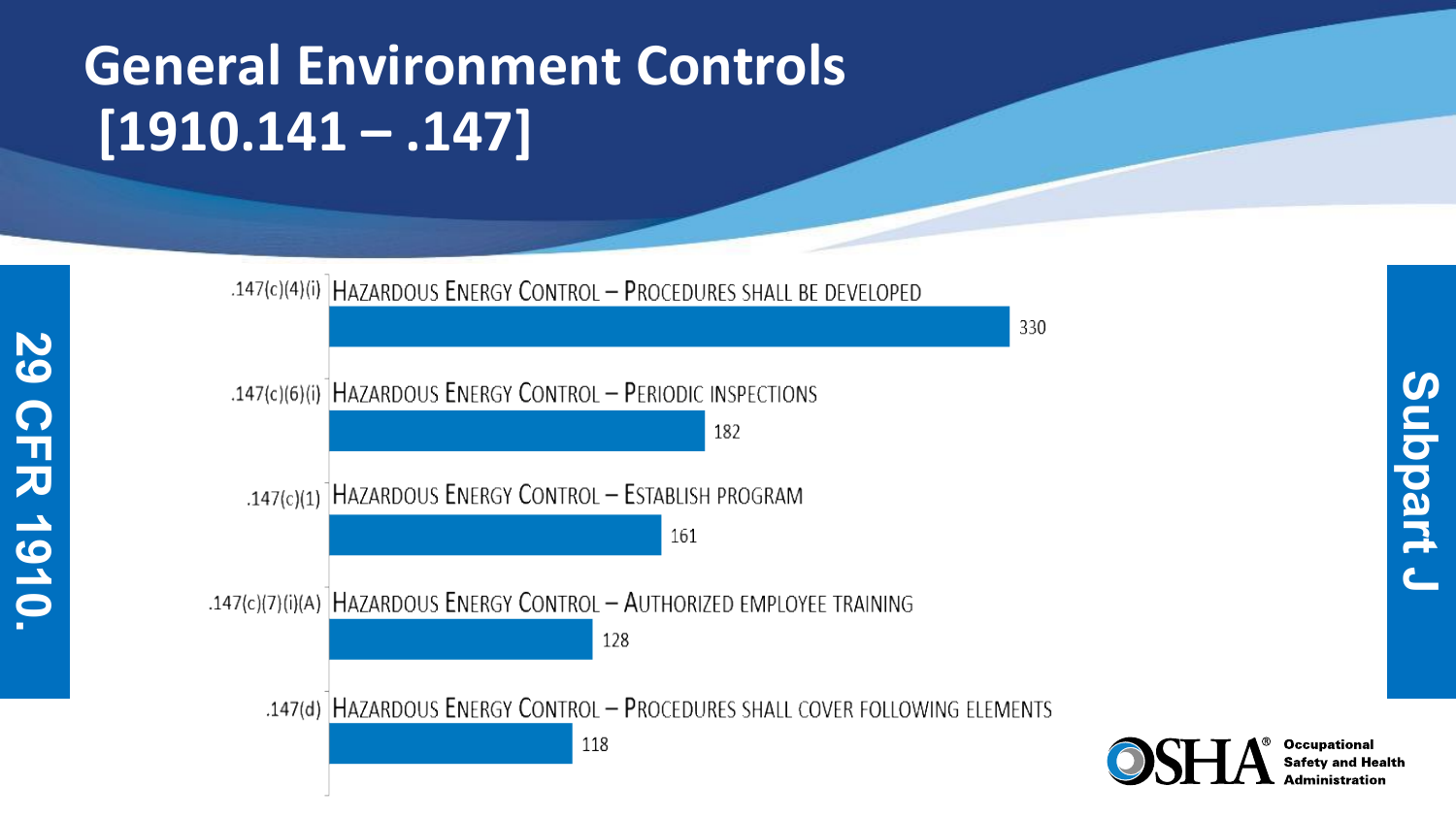# General Environment Controls [1910.141 – .147]

29 CFR 1910.

Subpart J

| Standard | Description | Count |
|---|---|---|
| .147(c)(4)(i) | Hazardous Energy Control – Procedures shall be developed | 330 |
| .147(c)(6)(i) | Hazardous Energy Control – Periodic inspections | 182 |
| .147(c)(1) | Hazardous Energy Control – Establish program | 161 |
| .147(c)(7)(i)(A) | Hazardous Energy Control – Authorized employee training | 128 |
| .147(d) | Hazardous Energy Control – Procedures shall cover following elements | 118 |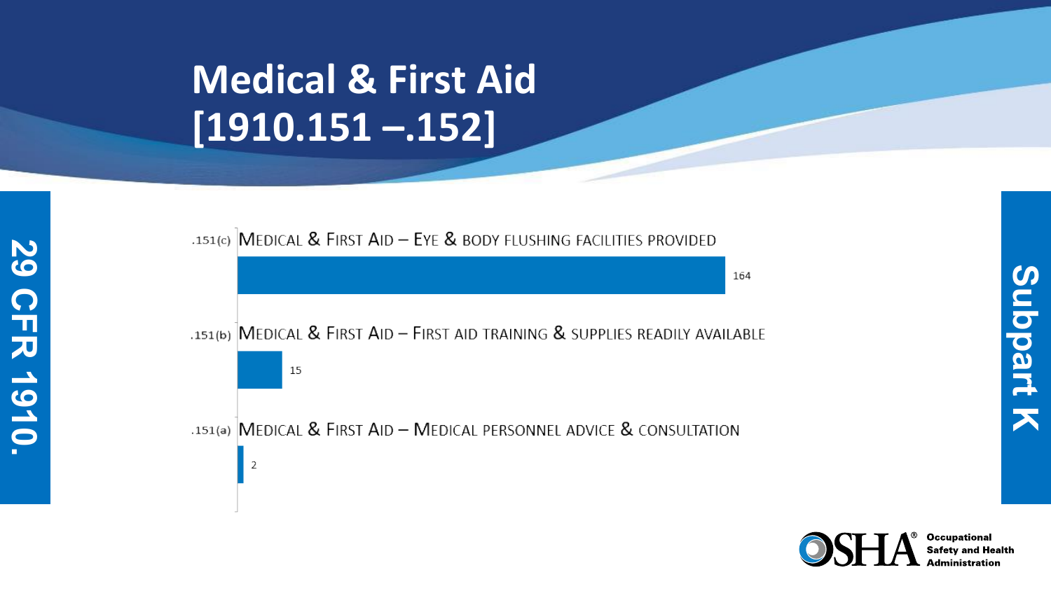# Medical & First Aid [1910.151 –.152]

**29 CFR 1910.**

**Subpart K**

| Section | Description | Count |
|---|---|---|
| .151(c) | Medical & First Aid – Eye & body flushing facilities provided | 164 |
| .151(b) | Medical & First Aid – First aid training & supplies readily available | 15 |
| .151(a) | Medical & First Aid – Medical personnel advice & consultation | 2 |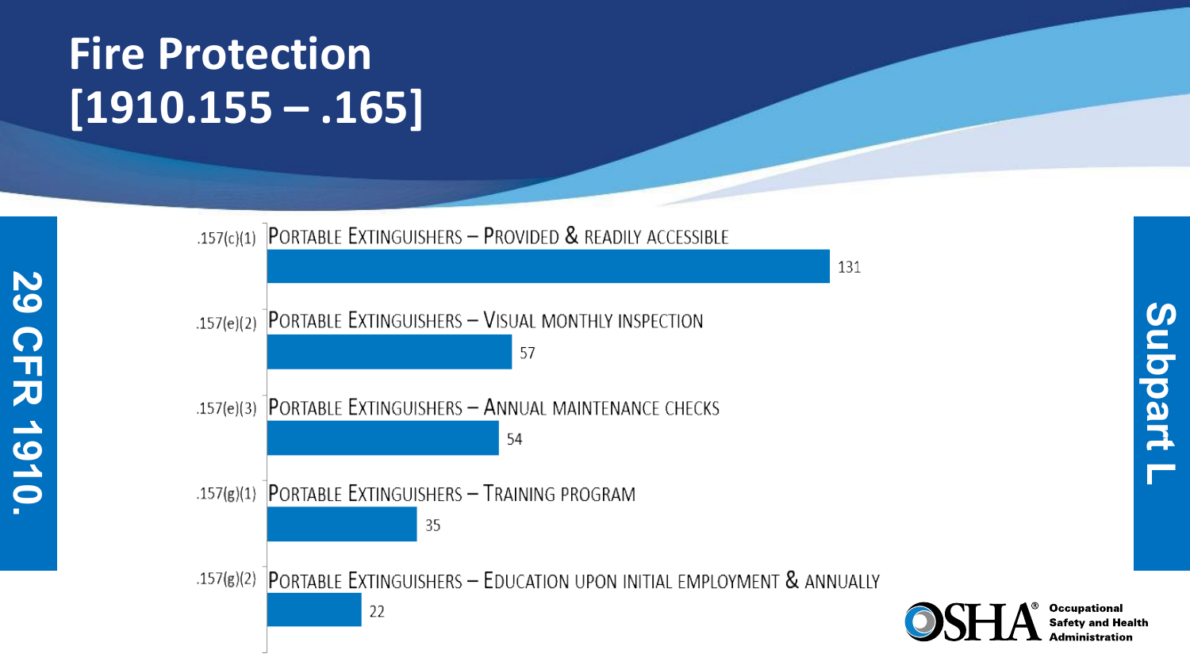# Fire Protection [1910.155 – .165]

29 CFR 1910.

Subpart L

| Standard | Description | Count |
| --- | --- | --- |
| .157(c)(1) | Portable Extinguishers – Provided & readily accessible | 131 |
| .157(e)(2) | Portable Extinguishers – Visual monthly inspection | 57 |
| .157(e)(3) | Portable Extinguishers – Annual maintenance checks | 54 |
| .157(g)(1) | Portable Extinguishers – Training program | 35 |
| .157(g)(2) | Portable Extinguishers – Education upon initial employment & annually | 22 |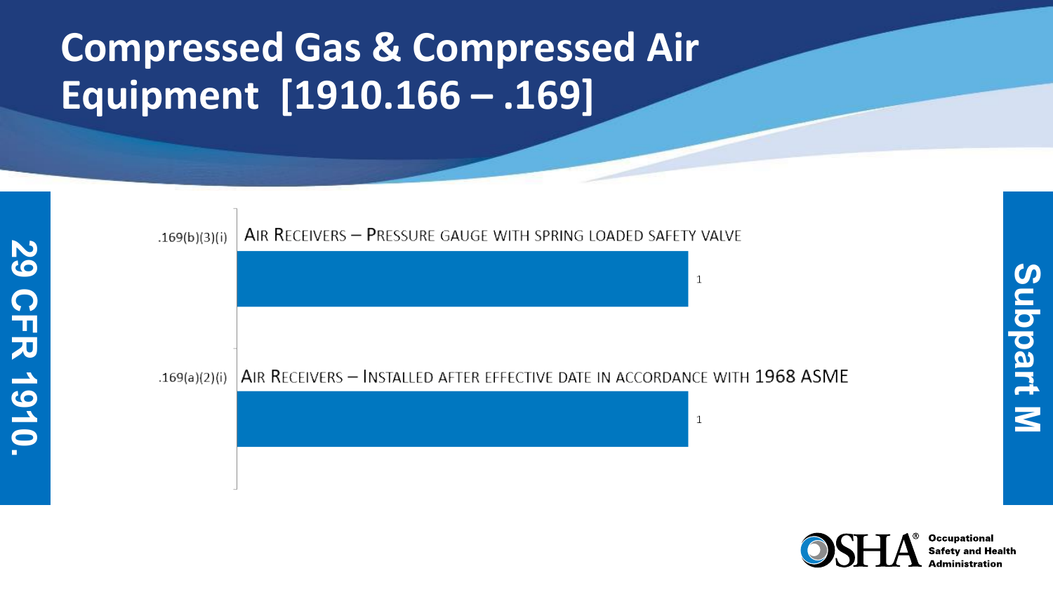# Compressed Gas & Compressed Air Equipment [1910.166 – .169]

29 CFR 1910.

Subpart M

| Standard | Description | Count |
|---|---|---|
| .169(b)(3)(i) | Air Receivers – Pressure gauge with spring loaded safety valve | 1 |
| .169(a)(2)(i) | Air Receivers – Installed after effective date in accordance with 1968 ASME | 1 |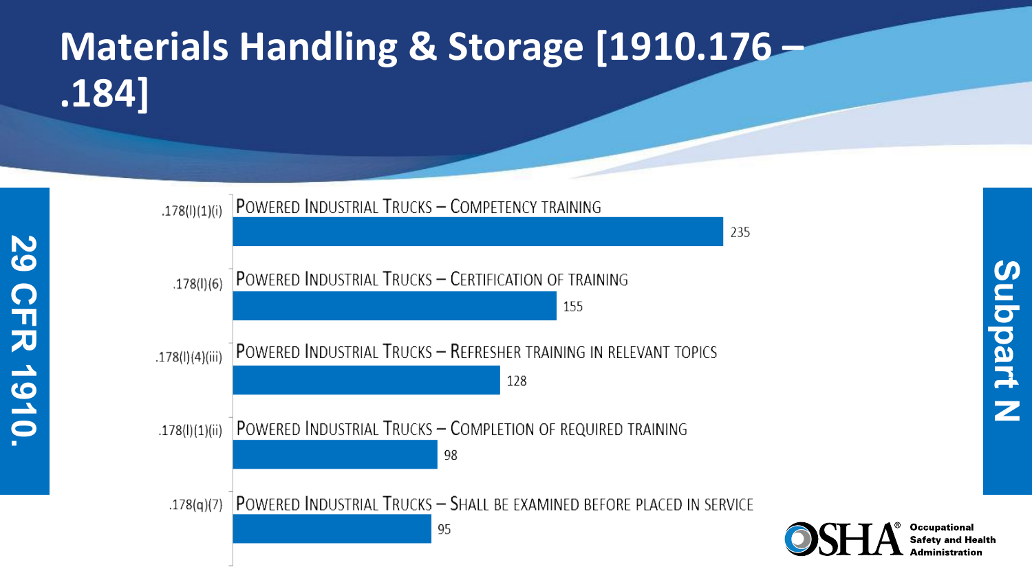# Materials Handling & Storage [1910.176 – .184]

29 CFR 1910.

Subpart N

| Standard | Description | Count |
| --- | --- | --- |
| .178(l)(1)(i) | Powered Industrial Trucks – Competency training | 235 |
| .178(l)(6) | Powered Industrial Trucks – Certification of training | 155 |
| .178(l)(4)(iii) | Powered Industrial Trucks – Refresher training in relevant topics | 128 |
| .178(l)(1)(ii) | Powered Industrial Trucks – Completion of required training | 98 |
| .178(q)(7) | Powered Industrial Trucks – Shall be examined before placed in service | 95 |

OSHA® Occupational Safety and Health Administration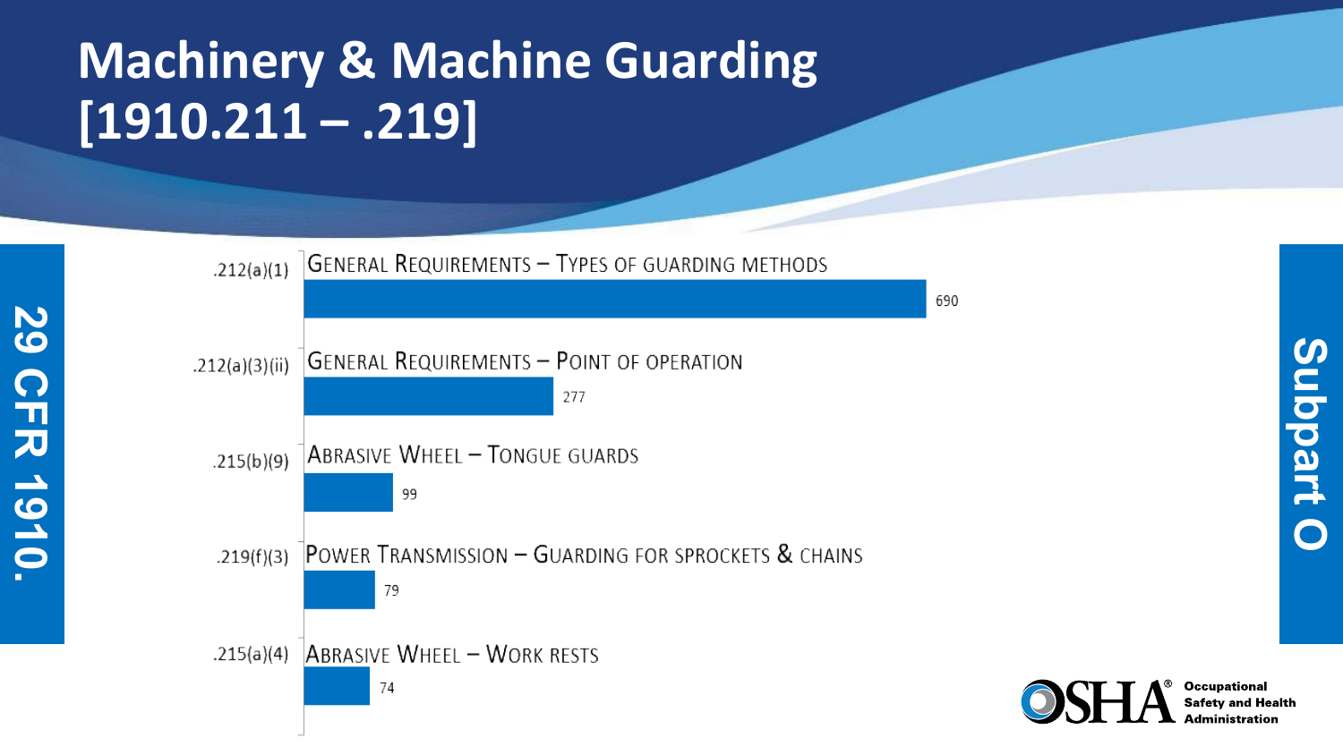# Machinery & Machine Guarding [1910.211 – .219]

29 CFR 1910.

Subpart O

| Section | Description | Count |
| --- | --- | --- |
| .212(a)(1) | General Requirements – Types of guarding methods | 690 |
| .212(a)(3)(ii) | General Requirements – Point of operation | 277 |
| .215(b)(9) | Abrasive Wheel – Tongue guards | 99 |
| .219(f)(3) | Power Transmission – Guarding for sprockets & chains | 79 |
| .215(a)(4) | Abrasive Wheel – Work rests | 74 |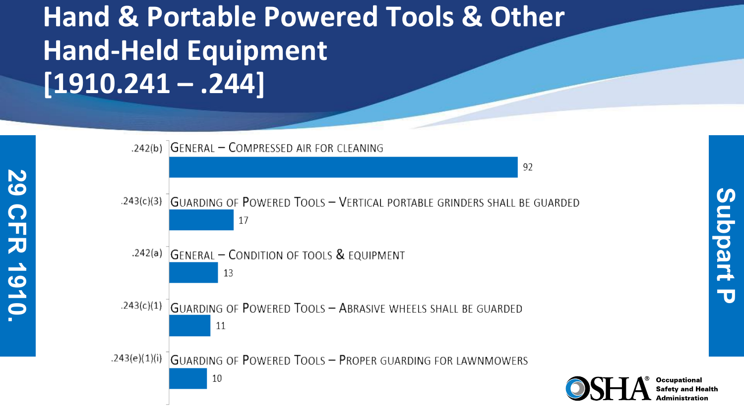# Hand & Portable Powered Tools & Other Hand-Held Equipment [1910.241 – .244]

**29 CFR 1910.**

**Subpart P**

| Section | Description | Count |
|---|---|---|
| .242(b) | General – Compressed air for cleaning | 92 |
| .243(c)(3) | Guarding of Powered Tools – Vertical portable grinders shall be guarded | 17 |
| .242(a) | General – Condition of tools & equipment | 13 |
| .243(c)(1) | Guarding of Powered Tools – Abrasive wheels shall be guarded | 11 |
| .243(e)(1)(i) | Guarding of Powered Tools – Proper guarding for lawnmowers | 10 |

OSHA® Occupational Safety and Health Administration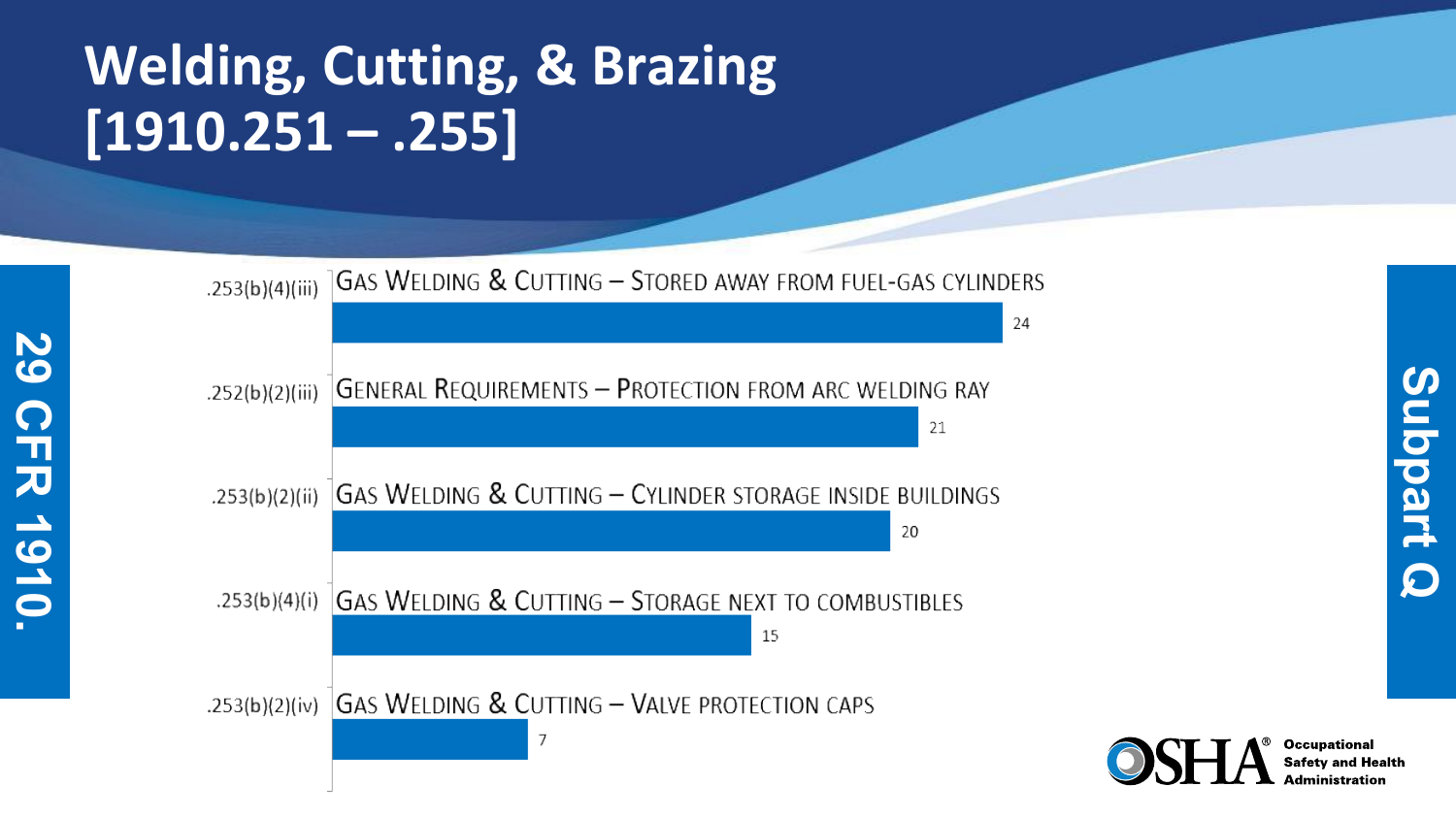# Welding, Cutting, & Brazing [1910.251 – .255]

29 CFR 1910.

Subpart Q

| Standard | Description | Count |
| --- | --- | --- |
| .253(b)(4)(iii) | Gas Welding & Cutting – Stored away from fuel-gas cylinders | 24 |
| .252(b)(2)(iii) | General Requirements – Protection from arc welding ray | 21 |
| .253(b)(2)(ii) | Gas Welding & Cutting – Cylinder storage inside buildings | 20 |
| .253(b)(4)(i) | Gas Welding & Cutting – Storage next to combustibles | 15 |
| .253(b)(2)(iv) | Gas Welding & Cutting – Valve protection caps | 7 |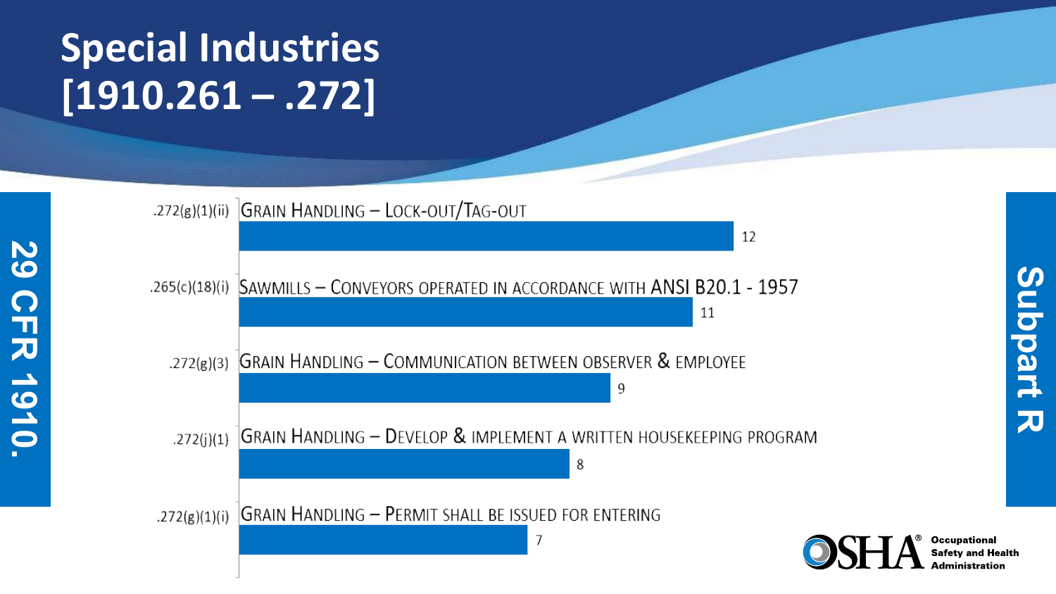# Special Industries [1910.261 – .272]

29 CFR 1910.

Subpart R

| Section | Description | Count |
| --- | --- | --- |
| .272(g)(1)(ii) | Grain Handling – Lock-out/Tag-out | 12 |
| .265(c)(18)(i) | Sawmills – Conveyors operated in accordance with ANSI B20.1 - 1957 | 11 |
| .272(g)(3) | Grain Handling – Communication between observer & employee | 9 |
| .272(j)(1) | Grain Handling – Develop & implement a written housekeeping program | 8 |
| .272(g)(1)(i) | Grain Handling – Permit shall be issued for entering | 7 |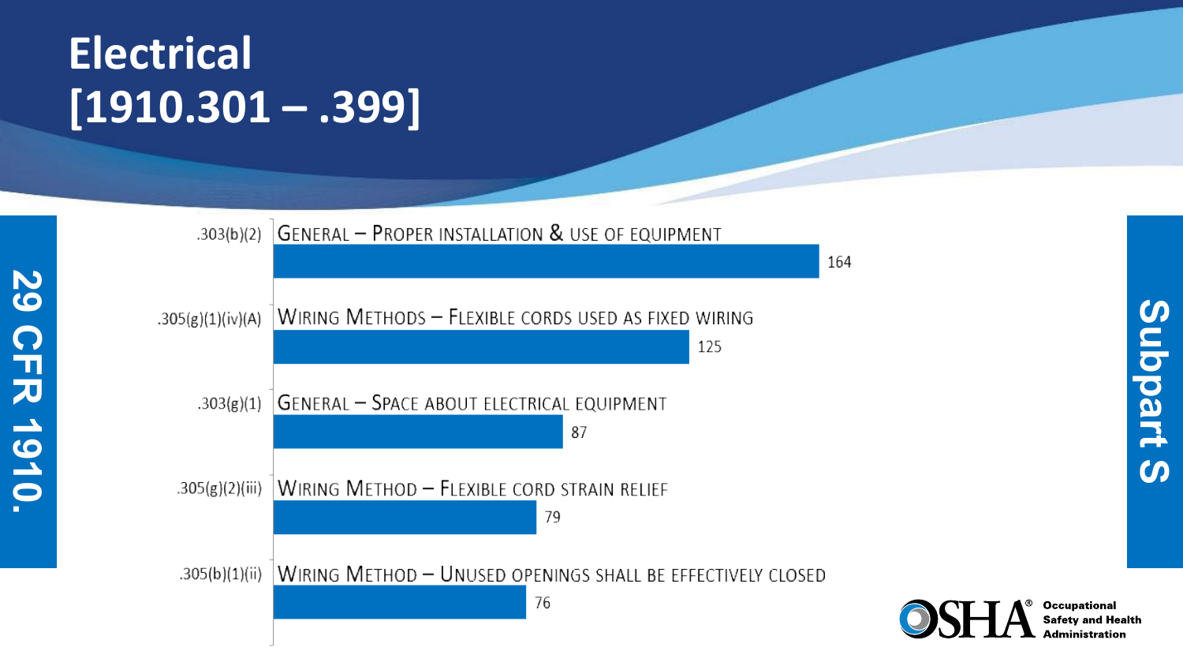# Electrical [1910.301 – .399]

**29 CFR 1910.**

**Subpart S**

| Standard | Description | Count |
|---|---|---|
| .303(b)(2) | General – Proper installation & use of equipment | 164 |
| .305(g)(1)(iv)(A) | Wiring Methods – Flexible cords used as fixed wiring | 125 |
| .303(g)(1) | General – Space about electrical equipment | 87 |
| .305(g)(2)(iii) | Wiring Method – Flexible cord strain relief | 79 |
| .305(b)(1)(ii) | Wiring Method – Unused openings shall be effectively closed | 76 |

OSHA® Occupational Safety and Health Administration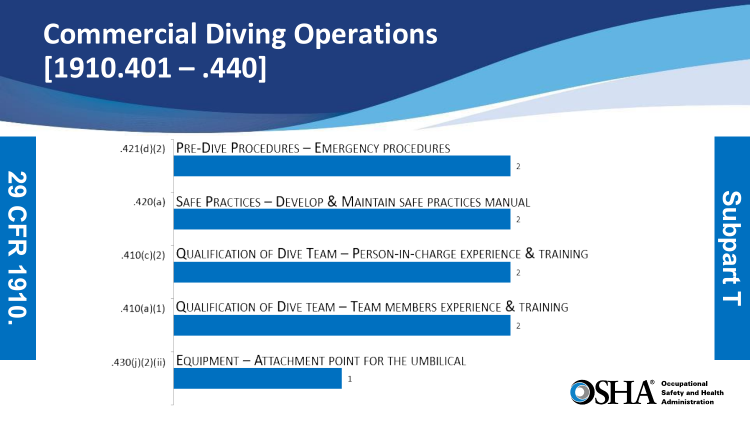# Commercial Diving Operations [1910.401 – .440]

29 CFR 1910.

Subpart T

| Standard | Description | Citations |
| --- | --- | --- |
| .421(d)(2) | Pre-Dive Procedures – Emergency procedures | 2 |
| .420(a) | Safe Practices – Develop & Maintain safe practices manual | 2 |
| .410(c)(2) | Qualification of Dive Team – Person-in-charge experience & training | 2 |
| .410(a)(1) | Qualification of Dive team – Team members experience & training | 2 |
| .430(j)(2)(ii) | Equipment – Attachment point for the umbilical | 1 |

OSHA® Occupational Safety and Health Administration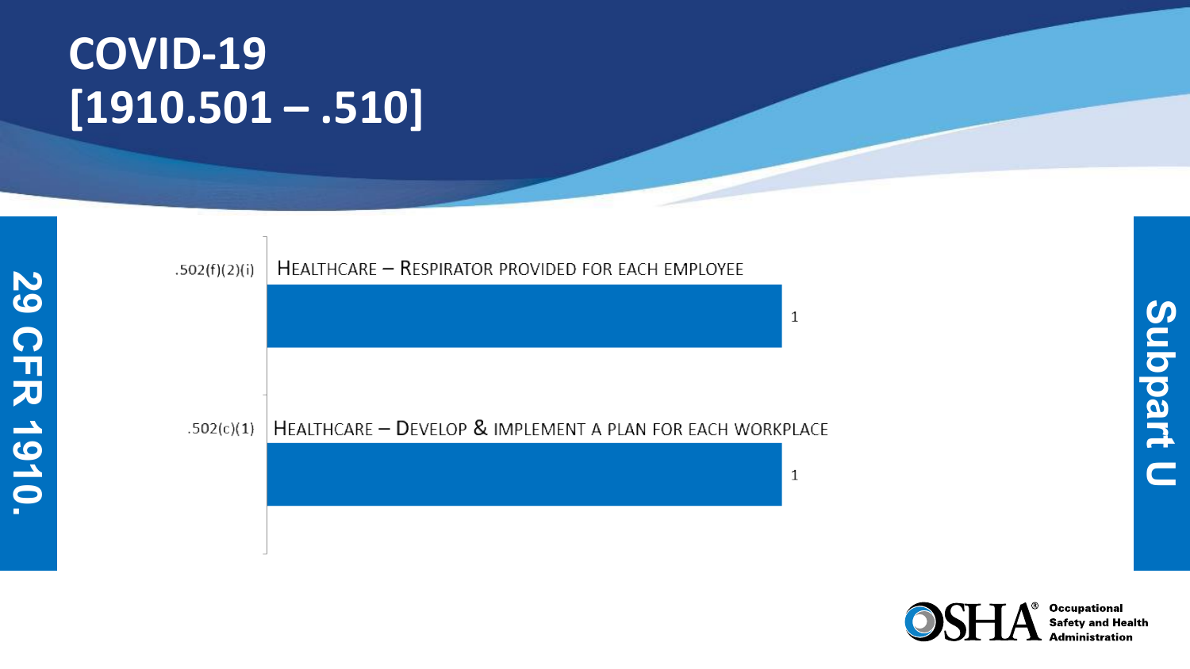# COVID-19 [1910.501 – .510]

29 CFR 1910.

Subpart U

| Standard | Description | Count |
|---|---|---|
| .502(f)(2)(i) | Healthcare – Respirator provided for each employee | 1 |
| .502(c)(1) | Healthcare – Develop & implement a plan for each workplace | 1 |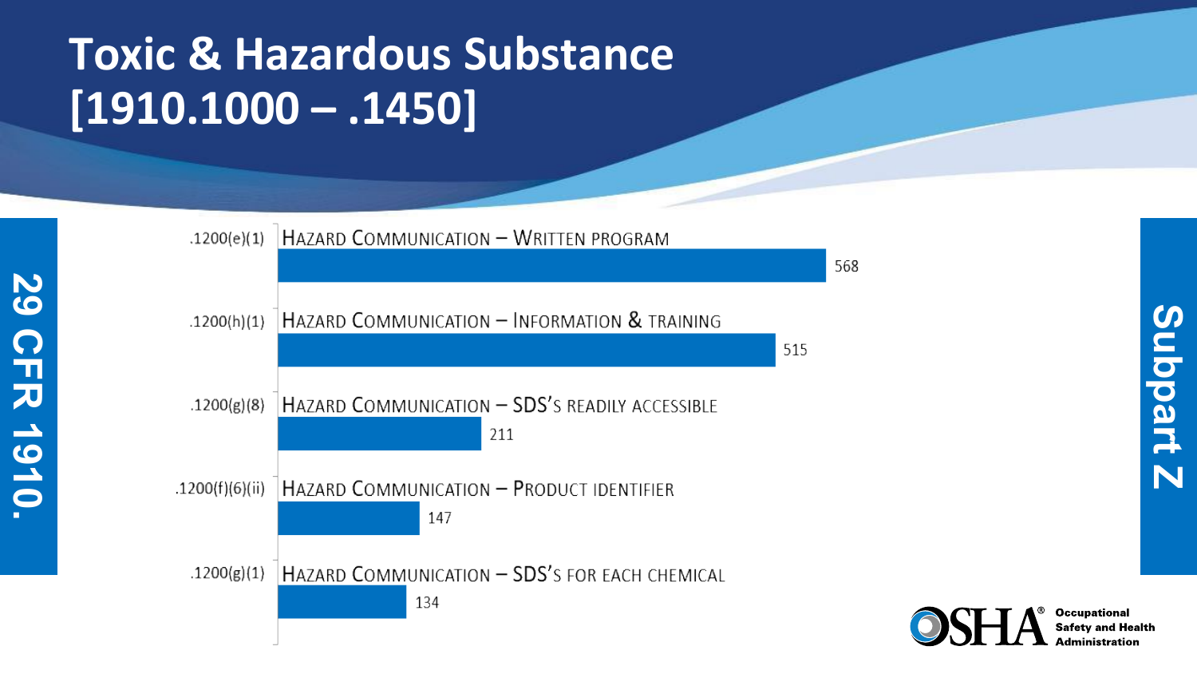# Toxic & Hazardous Substance [1910.1000 – .1450]

29 CFR 1910.

Subpart Z

.1200(e)(1) Hazard Communication – Written Program
568

.1200(h)(1) Hazard Communication – Information & Training
515

.1200(g)(8) Hazard Communication – SDS's Readily Accessible
211

.1200(f)(6)(ii) Hazard Communication – Product Identifier
147

.1200(g)(1) Hazard Communication – SDS's for Each Chemical
134

OSHA® Occupational Safety and Health Administration